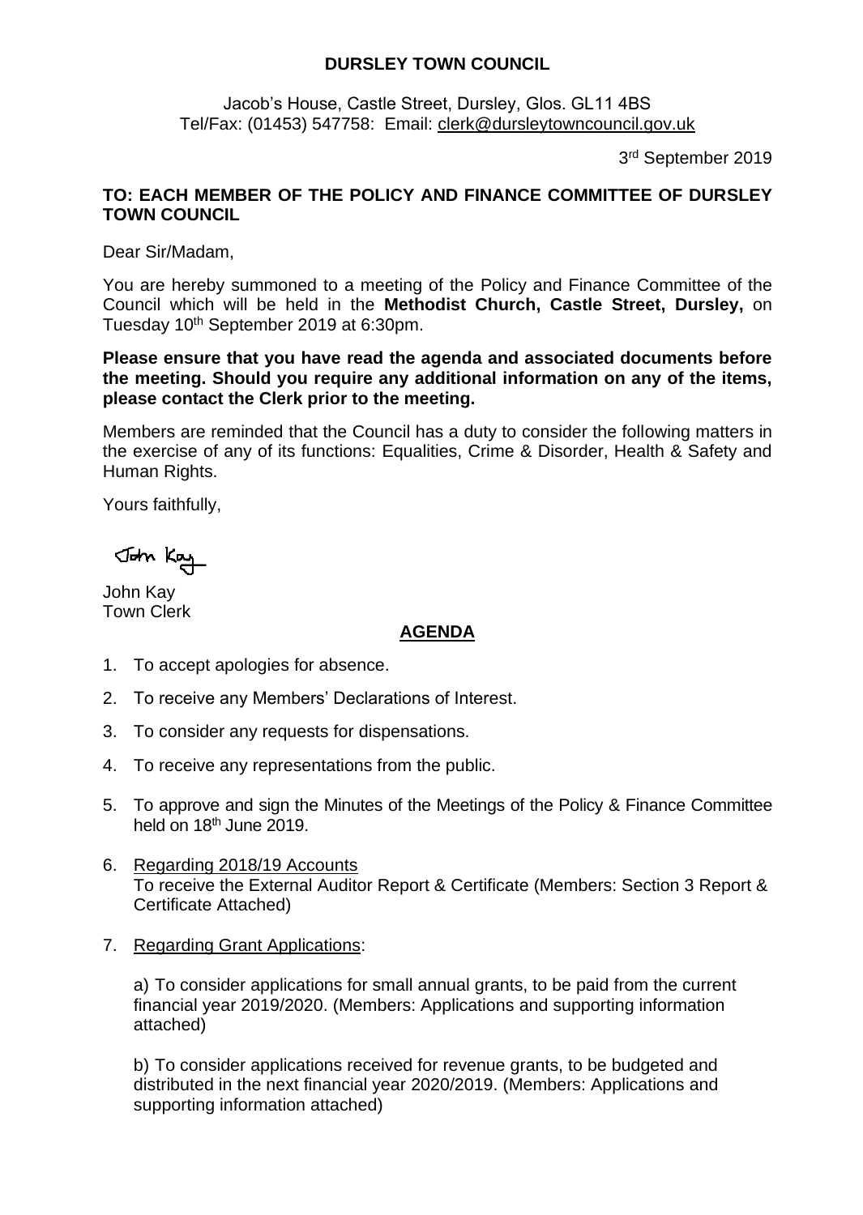**DURSLEY TOWN COUNCIL**

Jacob's House, Castle Street, Dursley, Glos. GL11 4BS
Tel/Fax: (01453) 547758: Email: clerk@dursleytowncouncil.gov.uk

3rd September 2019

**TO: EACH MEMBER OF THE POLICY AND FINANCE COMMITTEE OF DURSLEY TOWN COUNCIL**

Dear Sir/Madam,

You are hereby summoned to a meeting of the Policy and Finance Committee of the Council which will be held in the **Methodist Church, Castle Street, Dursley,** on Tuesday 10th September 2019 at 6:30pm.

**Please ensure that you have read the agenda and associated documents before the meeting. Should you require any additional information on any of the items, please contact the Clerk prior to the meeting.**

Members are reminded that the Council has a duty to consider the following matters in the exercise of any of its functions: Equalities, Crime & Disorder, Health & Safety and Human Rights.

Yours faithfully,

John Kay

John Kay
Town Clerk

## AGENDA

1. To accept apologies for absence.
2. To receive any Members' Declarations of Interest.
3. To consider any requests for dispensations.
4. To receive any representations from the public.
5. To approve and sign the Minutes of the Meetings of the Policy & Finance Committee held on 18th June 2019.
6. Regarding 2018/19 Accounts
   To receive the External Auditor Report & Certificate (Members: Section 3 Report & Certificate Attached)
7. Regarding Grant Applications:

   a) To consider applications for small annual grants, to be paid from the current financial year 2019/2020. (Members: Applications and supporting information attached)

   b) To consider applications received for revenue grants, to be budgeted and distributed in the next financial year 2020/2019. (Members: Applications and supporting information attached)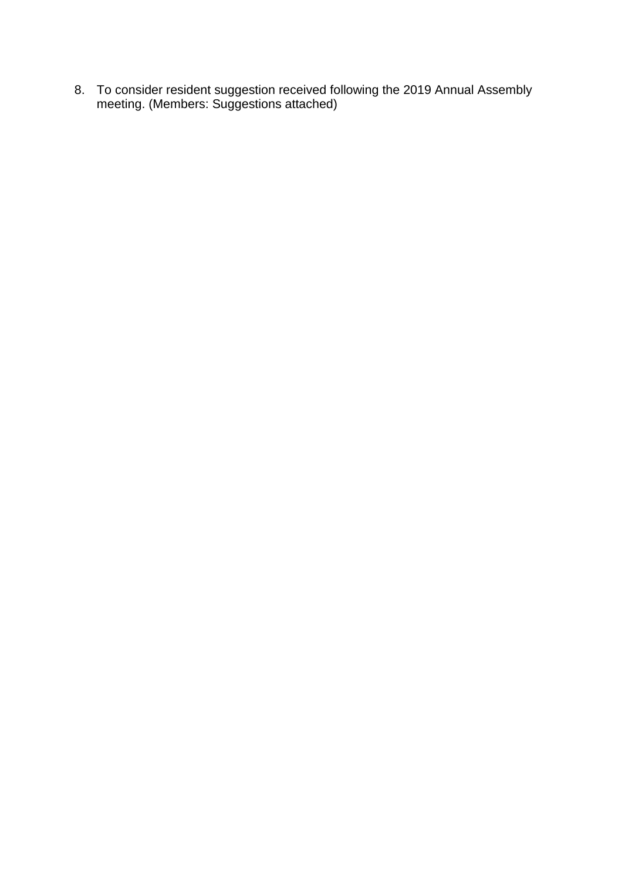8. To consider resident suggestion received following the 2019 Annual Assembly meeting. (Members: Suggestions attached)